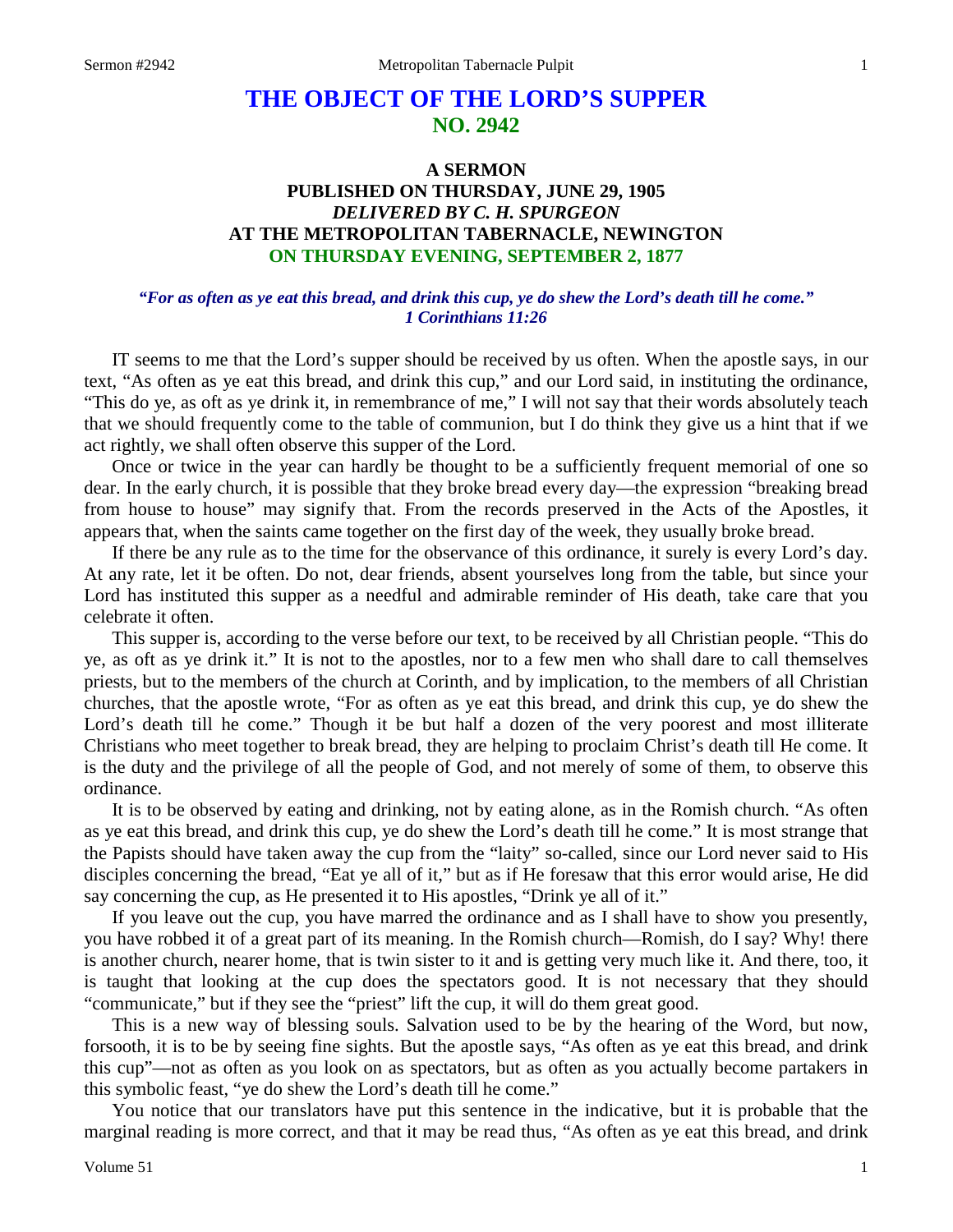# THE OBJECT OF THE LORD'S SUPPER
## NO. 2942

### A SERMON
### PUBLISHED ON THURSDAY, JUNE 29, 1905
### *DELIVERED BY C. H. SPURGEON*
### AT THE METROPOLITAN TABERNACLE, NEWINGTON
### ON THURSDAY EVENING, SEPTEMBER 2, 1877

***"For as often as ye eat this bread, and drink this cup, ye do shew the Lord's death till he come." 1 Corinthians 11:26***

IT seems to me that the Lord's supper should be received by us often. When the apostle says, in our text, "As often as ye eat this bread, and drink this cup," and our Lord said, in instituting the ordinance, "This do ye, as oft as ye drink it, in remembrance of me," I will not say that their words absolutely teach that we should frequently come to the table of communion, but I do think they give us a hint that if we act rightly, we shall often observe this supper of the Lord.

Once or twice in the year can hardly be thought to be a sufficiently frequent memorial of one so dear. In the early church, it is possible that they broke bread every day—the expression "breaking bread from house to house" may signify that. From the records preserved in the Acts of the Apostles, it appears that, when the saints came together on the first day of the week, they usually broke bread.

If there be any rule as to the time for the observance of this ordinance, it surely is every Lord's day. At any rate, let it be often. Do not, dear friends, absent yourselves long from the table, but since your Lord has instituted this supper as a needful and admirable reminder of His death, take care that you celebrate it often.

This supper is, according to the verse before our text, to be received by all Christian people. "This do ye, as oft as ye drink it." It is not to the apostles, nor to a few men who shall dare to call themselves priests, but to the members of the church at Corinth, and by implication, to the members of all Christian churches, that the apostle wrote, "For as often as ye eat this bread, and drink this cup, ye do shew the Lord's death till he come." Though it be but half a dozen of the very poorest and most illiterate Christians who meet together to break bread, they are helping to proclaim Christ's death till He come. It is the duty and the privilege of all the people of God, and not merely of some of them, to observe this ordinance.

It is to be observed by eating and drinking, not by eating alone, as in the Romish church. "As often as ye eat this bread, and drink this cup, ye do shew the Lord's death till he come." It is most strange that the Papists should have taken away the cup from the "laity" so-called, since our Lord never said to His disciples concerning the bread, "Eat ye all of it," but as if He foresaw that this error would arise, He did say concerning the cup, as He presented it to His apostles, "Drink ye all of it."

If you leave out the cup, you have marred the ordinance and as I shall have to show you presently, you have robbed it of a great part of its meaning. In the Romish church—Romish, do I say? Why! there is another church, nearer home, that is twin sister to it and is getting very much like it. And there, too, it is taught that looking at the cup does the spectators good. It is not necessary that they should "communicate," but if they see the "priest" lift the cup, it will do them great good.

This is a new way of blessing souls. Salvation used to be by the hearing of the Word, but now, forsooth, it is to be by seeing fine sights. But the apostle says, "As often as ye eat this bread, and drink this cup"—not as often as you look on as spectators, but as often as you actually become partakers in this symbolic feast, "ye do shew the Lord's death till he come."

You notice that our translators have put this sentence in the indicative, but it is probable that the marginal reading is more correct, and that it may be read thus, "As often as ye eat this bread, and drink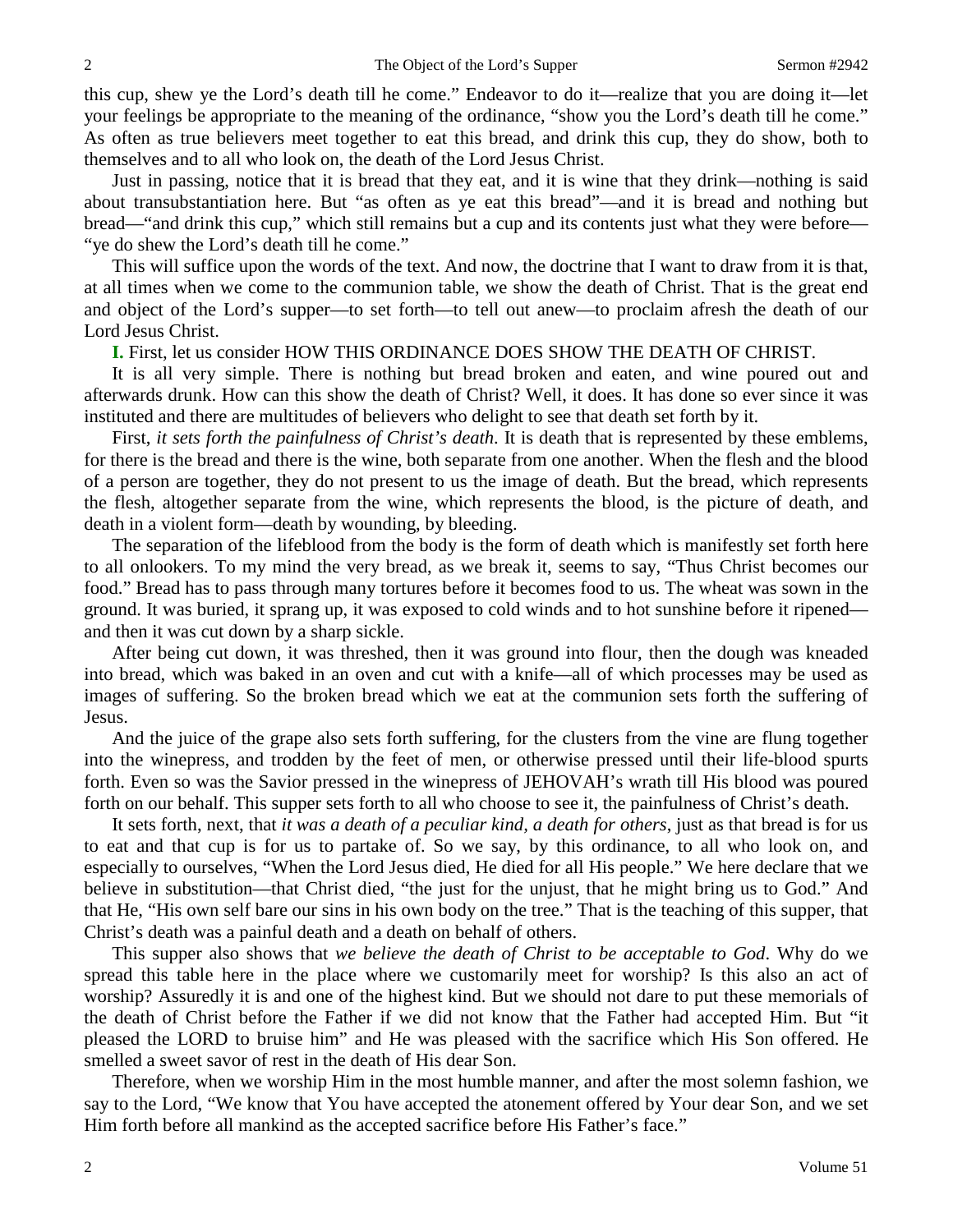this cup, shew ye the Lord's death till he come." Endeavor to do it—realize that you are doing it—let your feelings be appropriate to the meaning of the ordinance, "show you the Lord's death till he come." As often as true believers meet together to eat this bread, and drink this cup, they do show, both to themselves and to all who look on, the death of the Lord Jesus Christ.

Just in passing, notice that it is bread that they eat, and it is wine that they drink—nothing is said about transubstantiation here. But "as often as ye eat this bread"—and it is bread and nothing but bread—"and drink this cup," which still remains but a cup and its contents just what they were before—"ye do shew the Lord's death till he come."

This will suffice upon the words of the text. And now, the doctrine that I want to draw from it is that, at all times when we come to the communion table, we show the death of Christ. That is the great end and object of the Lord's supper—to set forth—to tell out anew—to proclaim afresh the death of our Lord Jesus Christ.

**I.** First, let us consider HOW THIS ORDINANCE DOES SHOW THE DEATH OF CHRIST.

It is all very simple. There is nothing but bread broken and eaten, and wine poured out and afterwards drunk. How can this show the death of Christ? Well, it does. It has done so ever since it was instituted and there are multitudes of believers who delight to see that death set forth by it.

First, *it sets forth the painfulness of Christ's death*. It is death that is represented by these emblems, for there is the bread and there is the wine, both separate from one another. When the flesh and the blood of a person are together, they do not present to us the image of death. But the bread, which represents the flesh, altogether separate from the wine, which represents the blood, is the picture of death, and death in a violent form—death by wounding, by bleeding.

The separation of the lifeblood from the body is the form of death which is manifestly set forth here to all onlookers. To my mind the very bread, as we break it, seems to say, "Thus Christ becomes our food." Bread has to pass through many tortures before it becomes food to us. The wheat was sown in the ground. It was buried, it sprang up, it was exposed to cold winds and to hot sunshine before it ripened—and then it was cut down by a sharp sickle.

After being cut down, it was threshed, then it was ground into flour, then the dough was kneaded into bread, which was baked in an oven and cut with a knife—all of which processes may be used as images of suffering. So the broken bread which we eat at the communion sets forth the suffering of Jesus.

And the juice of the grape also sets forth suffering, for the clusters from the vine are flung together into the winepress, and trodden by the feet of men, or otherwise pressed until their life-blood spurts forth. Even so was the Savior pressed in the winepress of JEHOVAH's wrath till His blood was poured forth on our behalf. This supper sets forth to all who choose to see it, the painfulness of Christ's death.

It sets forth, next, that *it was a death of a peculiar kind, a death for others*, just as that bread is for us to eat and that cup is for us to partake of. So we say, by this ordinance, to all who look on, and especially to ourselves, "When the Lord Jesus died, He died for all His people." We here declare that we believe in substitution—that Christ died, "the just for the unjust, that he might bring us to God." And that He, "His own self bare our sins in his own body on the tree." That is the teaching of this supper, that Christ's death was a painful death and a death on behalf of others.

This supper also shows that *we believe the death of Christ to be acceptable to God*. Why do we spread this table here in the place where we customarily meet for worship? Is this also an act of worship? Assuredly it is and one of the highest kind. But we should not dare to put these memorials of the death of Christ before the Father if we did not know that the Father had accepted Him. But "it pleased the LORD to bruise him" and He was pleased with the sacrifice which His Son offered. He smelled a sweet savor of rest in the death of His dear Son.

Therefore, when we worship Him in the most humble manner, and after the most solemn fashion, we say to the Lord, "We know that You have accepted the atonement offered by Your dear Son, and we set Him forth before all mankind as the accepted sacrifice before His Father's face."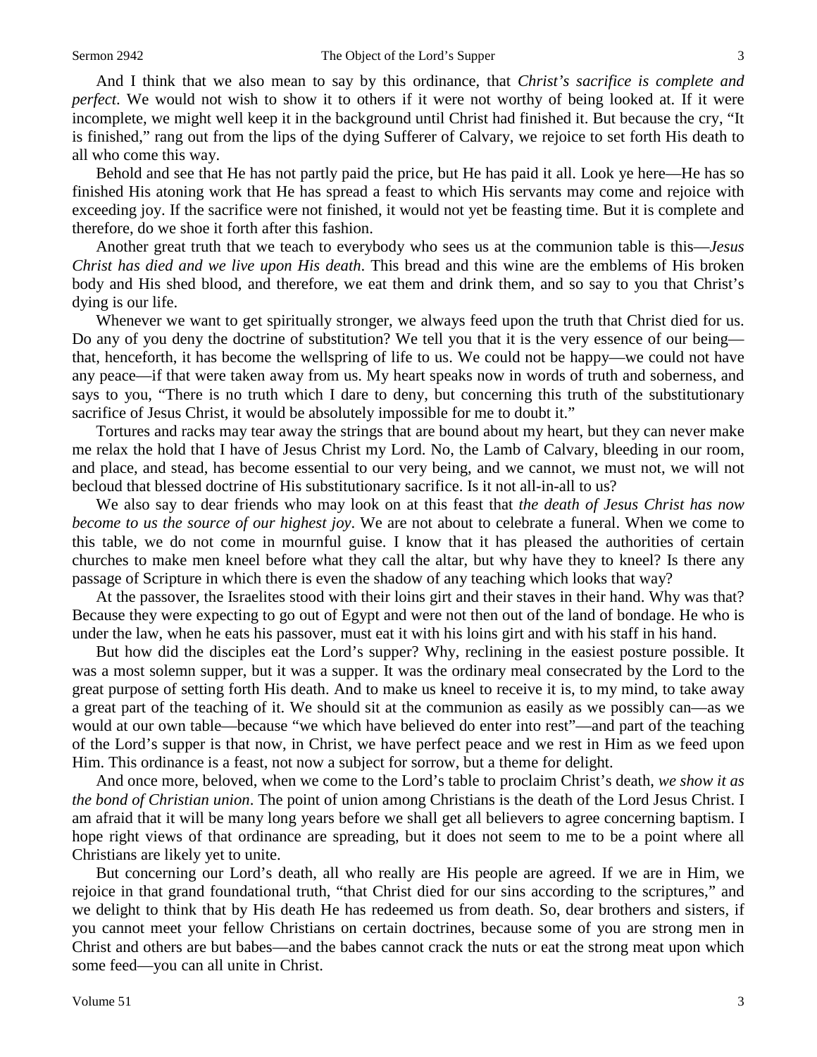And I think that we also mean to say by this ordinance, that *Christ's sacrifice is complete and perfect*. We would not wish to show it to others if it were not worthy of being looked at. If it were incomplete, we might well keep it in the background until Christ had finished it. But because the cry, "It is finished," rang out from the lips of the dying Sufferer of Calvary, we rejoice to set forth His death to all who come this way.

Behold and see that He has not partly paid the price, but He has paid it all. Look ye here—He has so finished His atoning work that He has spread a feast to which His servants may come and rejoice with exceeding joy. If the sacrifice were not finished, it would not yet be feasting time. But it is complete and therefore, do we shoe it forth after this fashion.

Another great truth that we teach to everybody who sees us at the communion table is this—*Jesus Christ has died and we live upon His death*. This bread and this wine are the emblems of His broken body and His shed blood, and therefore, we eat them and drink them, and so say to you that Christ's dying is our life.

Whenever we want to get spiritually stronger, we always feed upon the truth that Christ died for us. Do any of you deny the doctrine of substitution? We tell you that it is the very essence of our being—that, henceforth, it has become the wellspring of life to us. We could not be happy—we could not have any peace—if that were taken away from us. My heart speaks now in words of truth and soberness, and says to you, "There is no truth which I dare to deny, but concerning this truth of the substitutionary sacrifice of Jesus Christ, it would be absolutely impossible for me to doubt it."

Tortures and racks may tear away the strings that are bound about my heart, but they can never make me relax the hold that I have of Jesus Christ my Lord. No, the Lamb of Calvary, bleeding in our room, and place, and stead, has become essential to our very being, and we cannot, we must not, we will not becloud that blessed doctrine of His substitutionary sacrifice. Is it not all-in-all to us?

We also say to dear friends who may look on at this feast that *the death of Jesus Christ has now become to us the source of our highest joy*. We are not about to celebrate a funeral. When we come to this table, we do not come in mournful guise. I know that it has pleased the authorities of certain churches to make men kneel before what they call the altar, but why have they to kneel? Is there any passage of Scripture in which there is even the shadow of any teaching which looks that way?

At the passover, the Israelites stood with their loins girt and their staves in their hand. Why was that? Because they were expecting to go out of Egypt and were not then out of the land of bondage. He who is under the law, when he eats his passover, must eat it with his loins girt and with his staff in his hand.

But how did the disciples eat the Lord's supper? Why, reclining in the easiest posture possible. It was a most solemn supper, but it was a supper. It was the ordinary meal consecrated by the Lord to the great purpose of setting forth His death. And to make us kneel to receive it is, to my mind, to take away a great part of the teaching of it. We should sit at the communion as easily as we possibly can—as we would at our own table—because "we which have believed do enter into rest"—and part of the teaching of the Lord's supper is that now, in Christ, we have perfect peace and we rest in Him as we feed upon Him. This ordinance is a feast, not now a subject for sorrow, but a theme for delight.

And once more, beloved, when we come to the Lord's table to proclaim Christ's death, *we show it as the bond of Christian union*. The point of union among Christians is the death of the Lord Jesus Christ. I am afraid that it will be many long years before we shall get all believers to agree concerning baptism. I hope right views of that ordinance are spreading, but it does not seem to me to be a point where all Christians are likely yet to unite.

But concerning our Lord's death, all who really are His people are agreed. If we are in Him, we rejoice in that grand foundational truth, "that Christ died for our sins according to the scriptures," and we delight to think that by His death He has redeemed us from death. So, dear brothers and sisters, if you cannot meet your fellow Christians on certain doctrines, because some of you are strong men in Christ and others are but babes—and the babes cannot crack the nuts or eat the strong meat upon which some feed—you can all unite in Christ.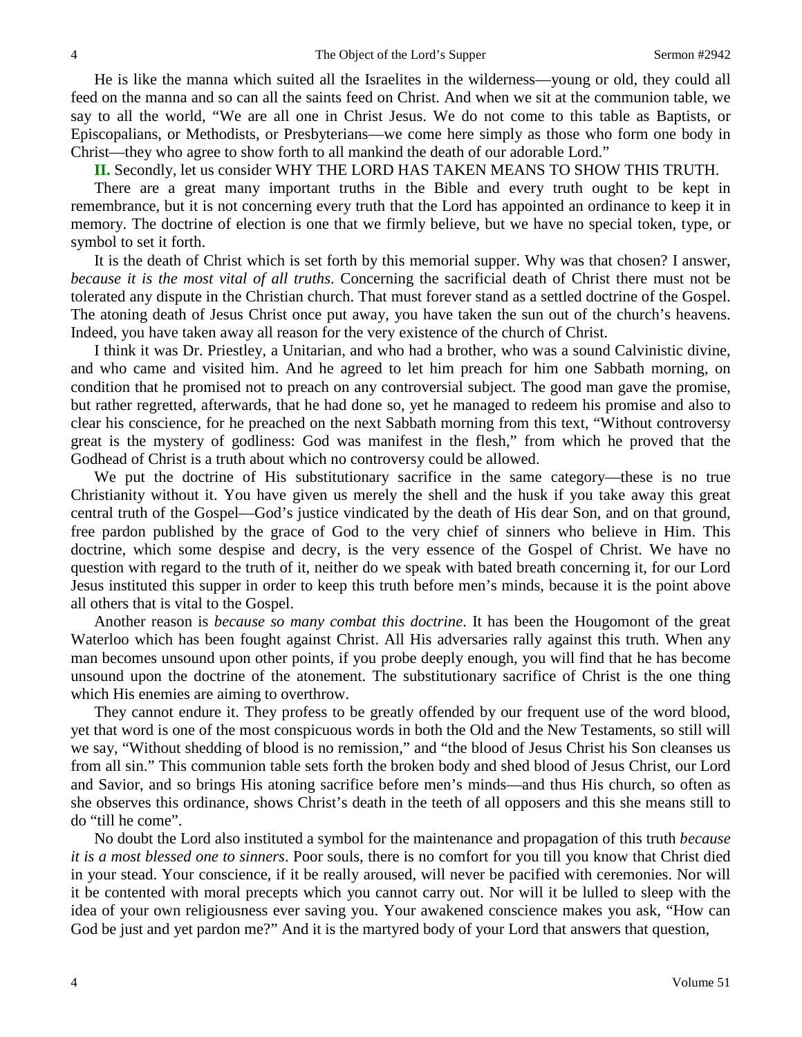He is like the manna which suited all the Israelites in the wilderness—young or old, they could all feed on the manna and so can all the saints feed on Christ. And when we sit at the communion table, we say to all the world, "We are all one in Christ Jesus. We do not come to this table as Baptists, or Episcopalians, or Methodists, or Presbyterians—we come here simply as those who form one body in Christ—they who agree to show forth to all mankind the death of our adorable Lord."

**II.** Secondly, let us consider WHY THE LORD HAS TAKEN MEANS TO SHOW THIS TRUTH.

There are a great many important truths in the Bible and every truth ought to be kept in remembrance, but it is not concerning every truth that the Lord has appointed an ordinance to keep it in memory. The doctrine of election is one that we firmly believe, but we have no special token, type, or symbol to set it forth.

It is the death of Christ which is set forth by this memorial supper. Why was that chosen? I answer, *because it is the most vital of all truths*. Concerning the sacrificial death of Christ there must not be tolerated any dispute in the Christian church. That must forever stand as a settled doctrine of the Gospel. The atoning death of Jesus Christ once put away, you have taken the sun out of the church's heavens. Indeed, you have taken away all reason for the very existence of the church of Christ.

I think it was Dr. Priestley, a Unitarian, and who had a brother, who was a sound Calvinistic divine, and who came and visited him. And he agreed to let him preach for him one Sabbath morning, on condition that he promised not to preach on any controversial subject. The good man gave the promise, but rather regretted, afterwards, that he had done so, yet he managed to redeem his promise and also to clear his conscience, for he preached on the next Sabbath morning from this text, "Without controversy great is the mystery of godliness: God was manifest in the flesh," from which he proved that the Godhead of Christ is a truth about which no controversy could be allowed.

We put the doctrine of His substitutionary sacrifice in the same category—these is no true Christianity without it. You have given us merely the shell and the husk if you take away this great central truth of the Gospel—God's justice vindicated by the death of His dear Son, and on that ground, free pardon published by the grace of God to the very chief of sinners who believe in Him. This doctrine, which some despise and decry, is the very essence of the Gospel of Christ. We have no question with regard to the truth of it, neither do we speak with bated breath concerning it, for our Lord Jesus instituted this supper in order to keep this truth before men's minds, because it is the point above all others that is vital to the Gospel.

Another reason is *because so many combat this doctrine*. It has been the Hougomont of the great Waterloo which has been fought against Christ. All His adversaries rally against this truth. When any man becomes unsound upon other points, if you probe deeply enough, you will find that he has become unsound upon the doctrine of the atonement. The substitutionary sacrifice of Christ is the one thing which His enemies are aiming to overthrow.

They cannot endure it. They profess to be greatly offended by our frequent use of the word blood, yet that word is one of the most conspicuous words in both the Old and the New Testaments, so still will we say, "Without shedding of blood is no remission," and "the blood of Jesus Christ his Son cleanses us from all sin." This communion table sets forth the broken body and shed blood of Jesus Christ, our Lord and Savior, and so brings His atoning sacrifice before men's minds—and thus His church, so often as she observes this ordinance, shows Christ's death in the teeth of all opposers and this she means still to do "till he come".

No doubt the Lord also instituted a symbol for the maintenance and propagation of this truth *because it is a most blessed one to sinners*. Poor souls, there is no comfort for you till you know that Christ died in your stead. Your conscience, if it be really aroused, will never be pacified with ceremonies. Nor will it be contented with moral precepts which you cannot carry out. Nor will it be lulled to sleep with the idea of your own religiousness ever saving you. Your awakened conscience makes you ask, "How can God be just and yet pardon me?" And it is the martyred body of your Lord that answers that question,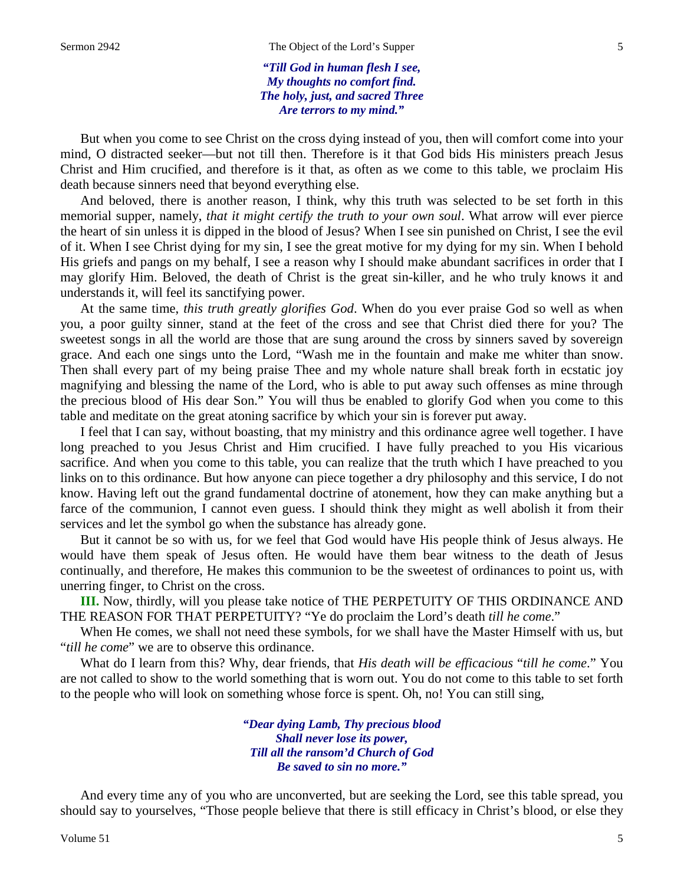*"Till God in human flesh I see,*
*My thoughts no comfort find.*
*The holy, just, and sacred Three*
*Are terrors to my mind."*

But when you come to see Christ on the cross dying instead of you, then will comfort come into your mind, O distracted seeker—but not till then. Therefore is it that God bids His ministers preach Jesus Christ and Him crucified, and therefore is it that, as often as we come to this table, we proclaim His death because sinners need that beyond everything else.

And beloved, there is another reason, I think, why this truth was selected to be set forth in this memorial supper, namely, *that it might certify the truth to your own soul*. What arrow will ever pierce the heart of sin unless it is dipped in the blood of Jesus? When I see sin punished on Christ, I see the evil of it. When I see Christ dying for my sin, I see the great motive for my dying for my sin. When I behold His griefs and pangs on my behalf, I see a reason why I should make abundant sacrifices in order that I may glorify Him. Beloved, the death of Christ is the great sin-killer, and he who truly knows it and understands it, will feel its sanctifying power.

At the same time, *this truth greatly glorifies God*. When do you ever praise God so well as when you, a poor guilty sinner, stand at the feet of the cross and see that Christ died there for you? The sweetest songs in all the world are those that are sung around the cross by sinners saved by sovereign grace. And each one sings unto the Lord, "Wash me in the fountain and make me whiter than snow. Then shall every part of my being praise Thee and my whole nature shall break forth in ecstatic joy magnifying and blessing the name of the Lord, who is able to put away such offenses as mine through the precious blood of His dear Son." You will thus be enabled to glorify God when you come to this table and meditate on the great atoning sacrifice by which your sin is forever put away.

I feel that I can say, without boasting, that my ministry and this ordinance agree well together. I have long preached to you Jesus Christ and Him crucified. I have fully preached to you His vicarious sacrifice. And when you come to this table, you can realize that the truth which I have preached to you links on to this ordinance. But how anyone can piece together a dry philosophy and this service, I do not know. Having left out the grand fundamental doctrine of atonement, how they can make anything but a farce of the communion, I cannot even guess. I should think they might as well abolish it from their services and let the symbol go when the substance has already gone.

But it cannot be so with us, for we feel that God would have His people think of Jesus always. He would have them speak of Jesus often. He would have them bear witness to the death of Jesus continually, and therefore, He makes this communion to be the sweetest of ordinances to point us, with unerring finger, to Christ on the cross.

**III.** Now, thirdly, will you please take notice of THE PERPETUITY OF THIS ORDINANCE AND THE REASON FOR THAT PERPETUITY? "Ye do proclaim the Lord's death *till he come*."

When He comes, we shall not need these symbols, for we shall have the Master Himself with us, but "*till he come*" we are to observe this ordinance.

What do I learn from this? Why, dear friends, that *His death will be efficacious* "*till he come*." You are not called to show to the world something that is worn out. You do not come to this table to set forth to the people who will look on something whose force is spent. Oh, no! You can still sing,

*"Dear dying Lamb, Thy precious blood*
*Shall never lose its power,*
*Till all the ransom'd Church of God*
*Be saved to sin no more."*

And every time any of you who are unconverted, but are seeking the Lord, see this table spread, you should say to yourselves, "Those people believe that there is still efficacy in Christ's blood, or else they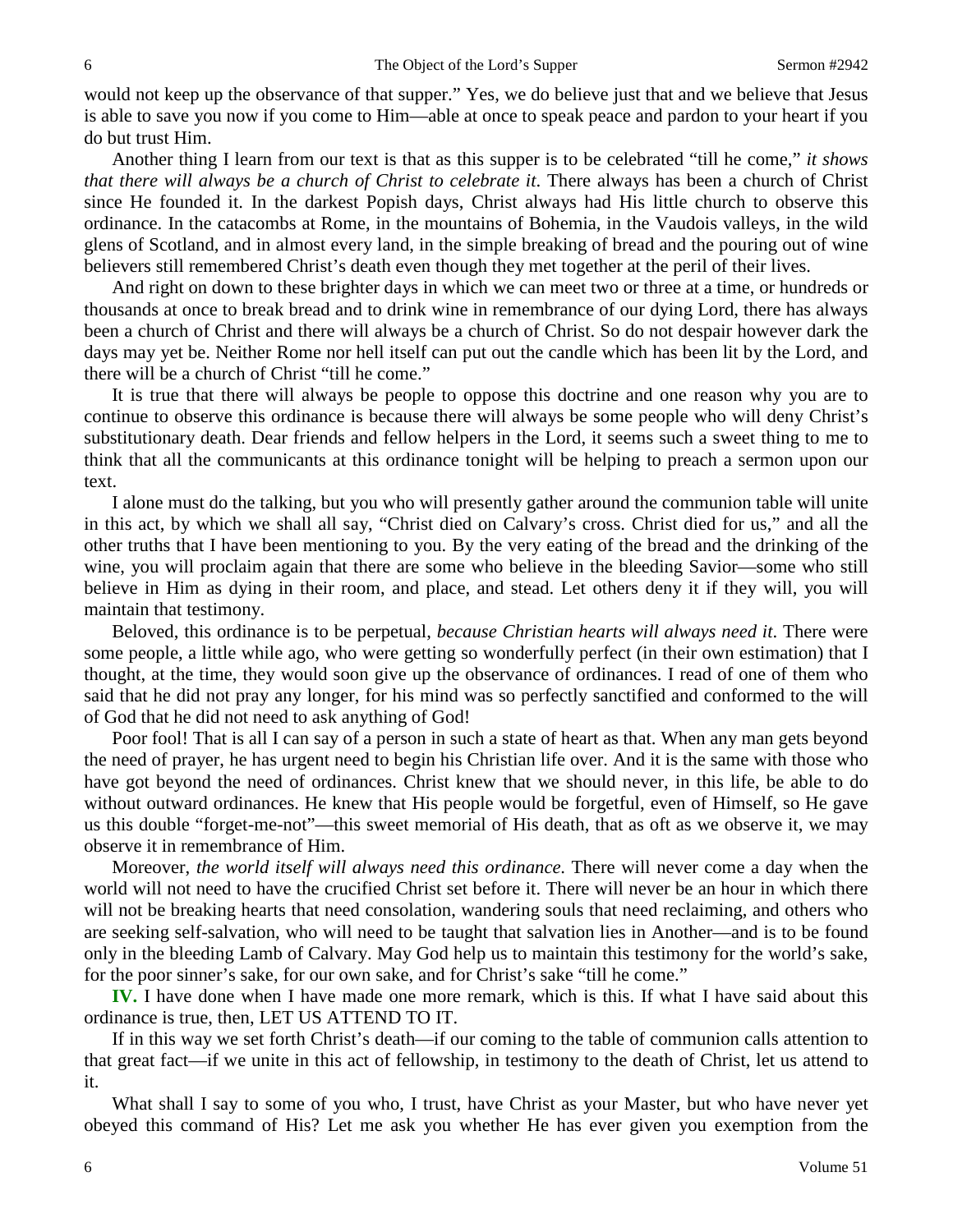would not keep up the observance of that supper." Yes, we do believe just that and we believe that Jesus is able to save you now if you come to Him—able at once to speak peace and pardon to your heart if you do but trust Him.

Another thing I learn from our text is that as this supper is to be celebrated "till he come," *it shows that there will always be a church of Christ to celebrate it*. There always has been a church of Christ since He founded it. In the darkest Popish days, Christ always had His little church to observe this ordinance. In the catacombs at Rome, in the mountains of Bohemia, in the Vaudois valleys, in the wild glens of Scotland, and in almost every land, in the simple breaking of bread and the pouring out of wine believers still remembered Christ's death even though they met together at the peril of their lives.

And right on down to these brighter days in which we can meet two or three at a time, or hundreds or thousands at once to break bread and to drink wine in remembrance of our dying Lord, there has always been a church of Christ and there will always be a church of Christ. So do not despair however dark the days may yet be. Neither Rome nor hell itself can put out the candle which has been lit by the Lord, and there will be a church of Christ "till he come."

It is true that there will always be people to oppose this doctrine and one reason why you are to continue to observe this ordinance is because there will always be some people who will deny Christ's substitutionary death. Dear friends and fellow helpers in the Lord, it seems such a sweet thing to me to think that all the communicants at this ordinance tonight will be helping to preach a sermon upon our text.

I alone must do the talking, but you who will presently gather around the communion table will unite in this act, by which we shall all say, "Christ died on Calvary's cross. Christ died for us," and all the other truths that I have been mentioning to you. By the very eating of the bread and the drinking of the wine, you will proclaim again that there are some who believe in the bleeding Savior—some who still believe in Him as dying in their room, and place, and stead. Let others deny it if they will, you will maintain that testimony.

Beloved, this ordinance is to be perpetual, *because Christian hearts will always need it*. There were some people, a little while ago, who were getting so wonderfully perfect (in their own estimation) that I thought, at the time, they would soon give up the observance of ordinances. I read of one of them who said that he did not pray any longer, for his mind was so perfectly sanctified and conformed to the will of God that he did not need to ask anything of God!

Poor fool! That is all I can say of a person in such a state of heart as that. When any man gets beyond the need of prayer, he has urgent need to begin his Christian life over. And it is the same with those who have got beyond the need of ordinances. Christ knew that we should never, in this life, be able to do without outward ordinances. He knew that His people would be forgetful, even of Himself, so He gave us this double "forget-me-not"—this sweet memorial of His death, that as oft as we observe it, we may observe it in remembrance of Him.

Moreover, *the world itself will always need this ordinance*. There will never come a day when the world will not need to have the crucified Christ set before it. There will never be an hour in which there will not be breaking hearts that need consolation, wandering souls that need reclaiming, and others who are seeking self-salvation, who will need to be taught that salvation lies in Another—and is to be found only in the bleeding Lamb of Calvary. May God help us to maintain this testimony for the world's sake, for the poor sinner's sake, for our own sake, and for Christ's sake "till he come."

**IV.** I have done when I have made one more remark, which is this. If what I have said about this ordinance is true, then, LET US ATTEND TO IT.

If in this way we set forth Christ's death—if our coming to the table of communion calls attention to that great fact—if we unite in this act of fellowship, in testimony to the death of Christ, let us attend to it.

What shall I say to some of you who, I trust, have Christ as your Master, but who have never yet obeyed this command of His? Let me ask you whether He has ever given you exemption from the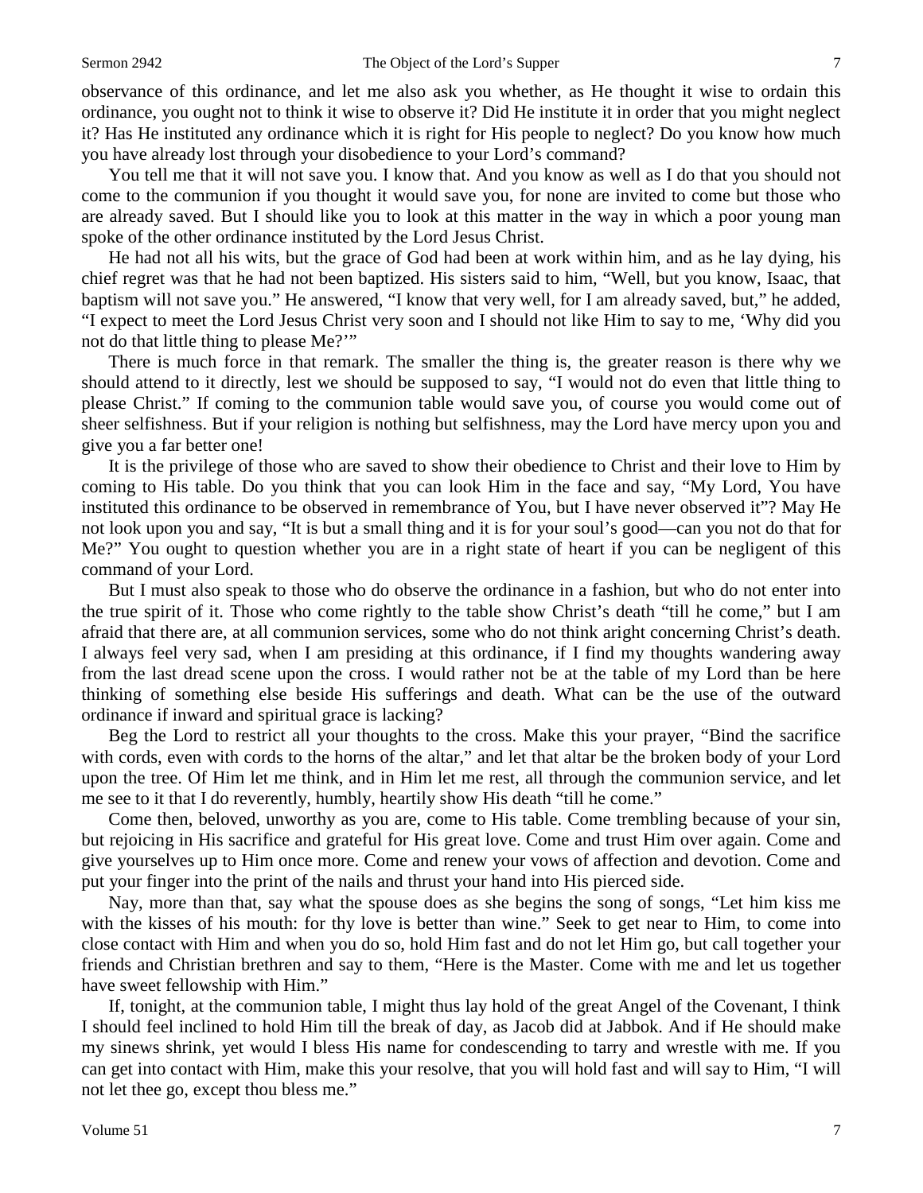observance of this ordinance, and let me also ask you whether, as He thought it wise to ordain this ordinance, you ought not to think it wise to observe it? Did He institute it in order that you might neglect it? Has He instituted any ordinance which it is right for His people to neglect? Do you know how much you have already lost through your disobedience to your Lord's command?

You tell me that it will not save you. I know that. And you know as well as I do that you should not come to the communion if you thought it would save you, for none are invited to come but those who are already saved. But I should like you to look at this matter in the way in which a poor young man spoke of the other ordinance instituted by the Lord Jesus Christ.

He had not all his wits, but the grace of God had been at work within him, and as he lay dying, his chief regret was that he had not been baptized. His sisters said to him, "Well, but you know, Isaac, that baptism will not save you." He answered, "I know that very well, for I am already saved, but," he added, "I expect to meet the Lord Jesus Christ very soon and I should not like Him to say to me, 'Why did you not do that little thing to please Me?'"

There is much force in that remark. The smaller the thing is, the greater reason is there why we should attend to it directly, lest we should be supposed to say, "I would not do even that little thing to please Christ." If coming to the communion table would save you, of course you would come out of sheer selfishness. But if your religion is nothing but selfishness, may the Lord have mercy upon you and give you a far better one!

It is the privilege of those who are saved to show their obedience to Christ and their love to Him by coming to His table. Do you think that you can look Him in the face and say, "My Lord, You have instituted this ordinance to be observed in remembrance of You, but I have never observed it"? May He not look upon you and say, "It is but a small thing and it is for your soul's good—can you not do that for Me?" You ought to question whether you are in a right state of heart if you can be negligent of this command of your Lord.

But I must also speak to those who do observe the ordinance in a fashion, but who do not enter into the true spirit of it. Those who come rightly to the table show Christ's death "till he come," but I am afraid that there are, at all communion services, some who do not think aright concerning Christ's death. I always feel very sad, when I am presiding at this ordinance, if I find my thoughts wandering away from the last dread scene upon the cross. I would rather not be at the table of my Lord than be here thinking of something else beside His sufferings and death. What can be the use of the outward ordinance if inward and spiritual grace is lacking?

Beg the Lord to restrict all your thoughts to the cross. Make this your prayer, "Bind the sacrifice with cords, even with cords to the horns of the altar," and let that altar be the broken body of your Lord upon the tree. Of Him let me think, and in Him let me rest, all through the communion service, and let me see to it that I do reverently, humbly, heartily show His death "till he come."

Come then, beloved, unworthy as you are, come to His table. Come trembling because of your sin, but rejoicing in His sacrifice and grateful for His great love. Come and trust Him over again. Come and give yourselves up to Him once more. Come and renew your vows of affection and devotion. Come and put your finger into the print of the nails and thrust your hand into His pierced side.

Nay, more than that, say what the spouse does as she begins the song of songs, "Let him kiss me with the kisses of his mouth: for thy love is better than wine." Seek to get near to Him, to come into close contact with Him and when you do so, hold Him fast and do not let Him go, but call together your friends and Christian brethren and say to them, "Here is the Master. Come with me and let us together have sweet fellowship with Him."

If, tonight, at the communion table, I might thus lay hold of the great Angel of the Covenant, I think I should feel inclined to hold Him till the break of day, as Jacob did at Jabbok. And if He should make my sinews shrink, yet would I bless His name for condescending to tarry and wrestle with me. If you can get into contact with Him, make this your resolve, that you will hold fast and will say to Him, "I will not let thee go, except thou bless me."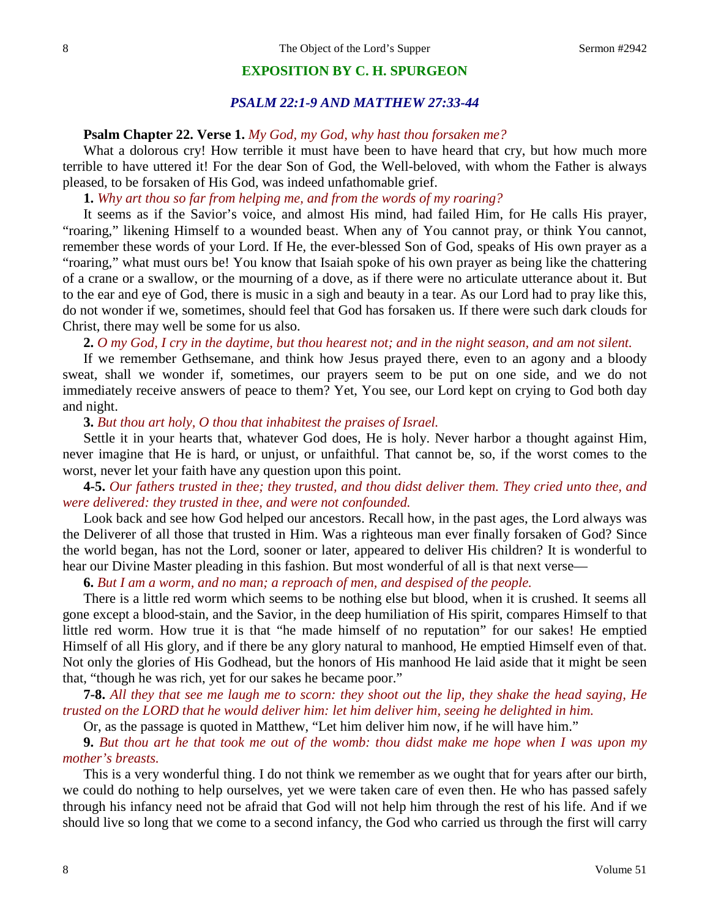## EXPOSITION BY C. H. SPURGEON

### *PSALM 22:1-9 AND MATTHEW 27:33-44*

**Psalm Chapter 22. Verse 1.** *My God, my God, why hast thou forsaken me?*

What a dolorous cry! How terrible it must have been to have heard that cry, but how much more terrible to have uttered it! For the dear Son of God, the Well-beloved, with whom the Father is always pleased, to be forsaken of His God, was indeed unfathomable grief.

**1.** *Why art thou so far from helping me, and from the words of my roaring?*

It seems as if the Savior's voice, and almost His mind, had failed Him, for He calls His prayer, "roaring," likening Himself to a wounded beast. When any of You cannot pray, or think You cannot, remember these words of your Lord. If He, the ever-blessed Son of God, speaks of His own prayer as a "roaring," what must ours be! You know that Isaiah spoke of his own prayer as being like the chattering of a crane or a swallow, or the mourning of a dove, as if there were no articulate utterance about it. But to the ear and eye of God, there is music in a sigh and beauty in a tear. As our Lord had to pray like this, do not wonder if we, sometimes, should feel that God has forsaken us. If there were such dark clouds for Christ, there may well be some for us also.

**2.** *O my God, I cry in the daytime, but thou hearest not; and in the night season, and am not silent.*

If we remember Gethsemane, and think how Jesus prayed there, even to an agony and a bloody sweat, shall we wonder if, sometimes, our prayers seem to be put on one side, and we do not immediately receive answers of peace to them? Yet, You see, our Lord kept on crying to God both day and night.

**3.** *But thou art holy, O thou that inhabitest the praises of Israel.*

Settle it in your hearts that, whatever God does, He is holy. Never harbor a thought against Him, never imagine that He is hard, or unjust, or unfaithful. That cannot be, so, if the worst comes to the worst, never let your faith have any question upon this point.

**4-5.** *Our fathers trusted in thee; they trusted, and thou didst deliver them. They cried unto thee, and were delivered: they trusted in thee, and were not confounded.*

Look back and see how God helped our ancestors. Recall how, in the past ages, the Lord always was the Deliverer of all those that trusted in Him. Was a righteous man ever finally forsaken of God? Since the world began, has not the Lord, sooner or later, appeared to deliver His children? It is wonderful to hear our Divine Master pleading in this fashion. But most wonderful of all is that next verse—

**6.** *But I am a worm, and no man; a reproach of men, and despised of the people.*

There is a little red worm which seems to be nothing else but blood, when it is crushed. It seems all gone except a blood-stain, and the Savior, in the deep humiliation of His spirit, compares Himself to that little red worm. How true it is that "he made himself of no reputation" for our sakes! He emptied Himself of all His glory, and if there be any glory natural to manhood, He emptied Himself even of that. Not only the glories of His Godhead, but the honors of His manhood He laid aside that it might be seen that, "though he was rich, yet for our sakes he became poor."

**7-8.** *All they that see me laugh me to scorn: they shoot out the lip, they shake the head saying, He trusted on the LORD that he would deliver him: let him deliver him, seeing he delighted in him.*

Or, as the passage is quoted in Matthew, "Let him deliver him now, if he will have him."

**9.** *But thou art he that took me out of the womb: thou didst make me hope when I was upon my mother's breasts.*

This is a very wonderful thing. I do not think we remember as we ought that for years after our birth, we could do nothing to help ourselves, yet we were taken care of even then. He who has passed safely through his infancy need not be afraid that God will not help him through the rest of his life. And if we should live so long that we come to a second infancy, the God who carried us through the first will carry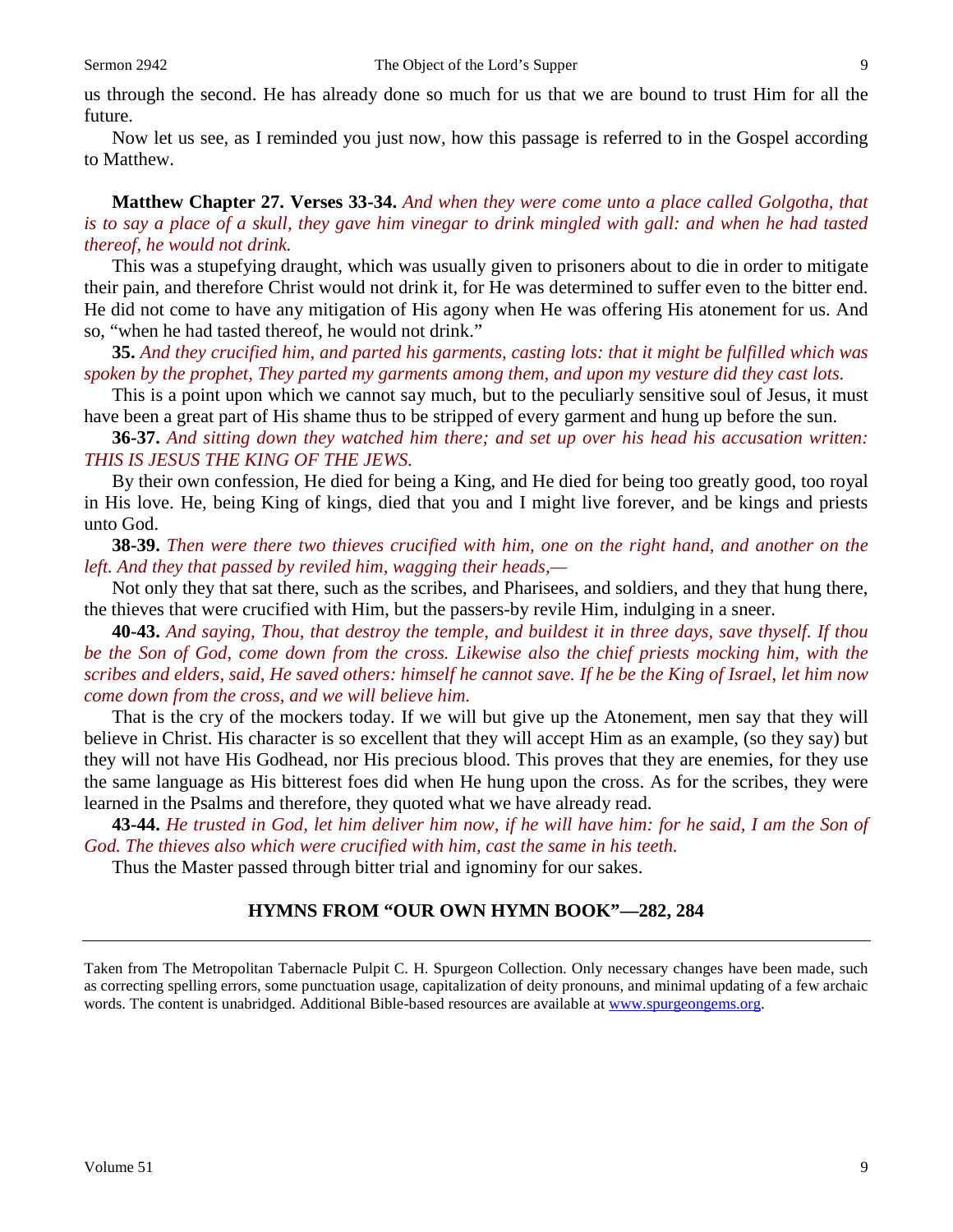us through the second. He has already done so much for us that we are bound to trust Him for all the future.

Now let us see, as I reminded you just now, how this passage is referred to in the Gospel according to Matthew.

**Matthew Chapter 27. Verses 33-34.** *And when they were come unto a place called Golgotha, that is to say a place of a skull, they gave him vinegar to drink mingled with gall: and when he had tasted thereof, he would not drink.*

This was a stupefying draught, which was usually given to prisoners about to die in order to mitigate their pain, and therefore Christ would not drink it, for He was determined to suffer even to the bitter end. He did not come to have any mitigation of His agony when He was offering His atonement for us. And so, "when he had tasted thereof, he would not drink."

**35.** *And they crucified him, and parted his garments, casting lots: that it might be fulfilled which was spoken by the prophet, They parted my garments among them, and upon my vesture did they cast lots.*

This is a point upon which we cannot say much, but to the peculiarly sensitive soul of Jesus, it must have been a great part of His shame thus to be stripped of every garment and hung up before the sun.

**36-37.** *And sitting down they watched him there; and set up over his head his accusation written: THIS IS JESUS THE KING OF THE JEWS.*

By their own confession, He died for being a King, and He died for being too greatly good, too royal in His love. He, being King of kings, died that you and I might live forever, and be kings and priests unto God.

**38-39.** *Then were there two thieves crucified with him, one on the right hand, and another on the left. And they that passed by reviled him, wagging their heads,—*

Not only they that sat there, such as the scribes, and Pharisees, and soldiers, and they that hung there, the thieves that were crucified with Him, but the passers-by revile Him, indulging in a sneer.

**40-43.** *And saying, Thou, that destroy the temple, and buildest it in three days, save thyself. If thou be the Son of God, come down from the cross. Likewise also the chief priests mocking him, with the scribes and elders, said, He saved others: himself he cannot save. If he be the King of Israel, let him now come down from the cross, and we will believe him.*

That is the cry of the mockers today. If we will but give up the Atonement, men say that they will believe in Christ. His character is so excellent that they will accept Him as an example, (so they say) but they will not have His Godhead, nor His precious blood. This proves that they are enemies, for they use the same language as His bitterest foes did when He hung upon the cross. As for the scribes, they were learned in the Psalms and therefore, they quoted what we have already read.

**43-44.** *He trusted in God, let him deliver him now, if he will have him: for he said, I am the Son of God. The thieves also which were crucified with him, cast the same in his teeth.*

Thus the Master passed through bitter trial and ignominy for our sakes.

**HYMNS FROM "OUR OWN HYMN BOOK"—282, 284**

---

Taken from The Metropolitan Tabernacle Pulpit C. H. Spurgeon Collection. Only necessary changes have been made, such as correcting spelling errors, some punctuation usage, capitalization of deity pronouns, and minimal updating of a few archaic words. The content is unabridged. Additional Bible-based resources are available at www.spurgeongems.org.